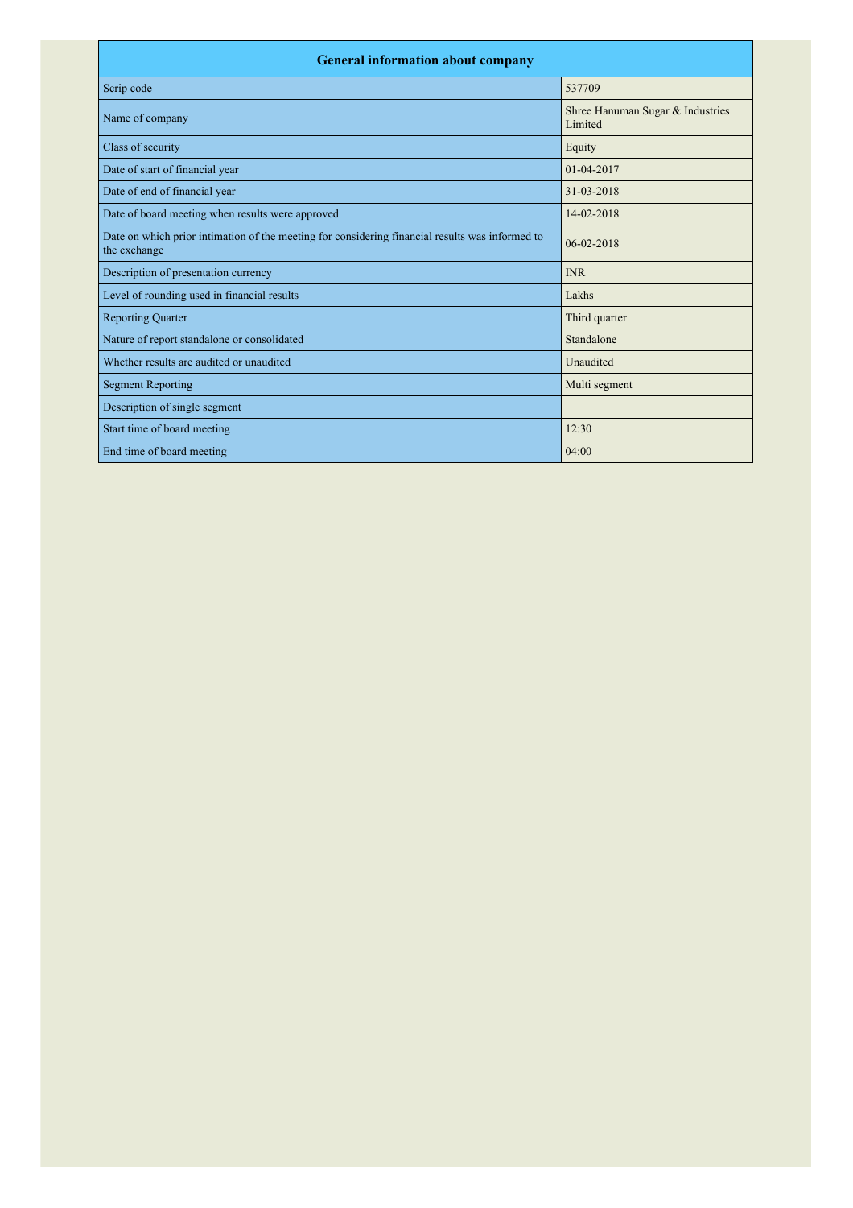| General information about company | |
|---|---|
| Scrip code | 537709 |
| Name of company | Shree Hanuman Sugar & Industries Limited |
| Class of security | Equity |
| Date of start of financial year | 01-04-2017 |
| Date of end of financial year | 31-03-2018 |
| Date of board meeting when results were approved | 14-02-2018 |
| Date on which prior intimation of the meeting for considering financial results was informed to the exchange | 06-02-2018 |
| Description of presentation currency | INR |
| Level of rounding used in financial results | Lakhs |
| Reporting Quarter | Third quarter |
| Nature of report standalone or consolidated | Standalone |
| Whether results are audited or unaudited | Unaudited |
| Segment Reporting | Multi segment |
| Description of single segment | |
| Start time of board meeting | 12:30 |
| End time of board meeting | 04:00 |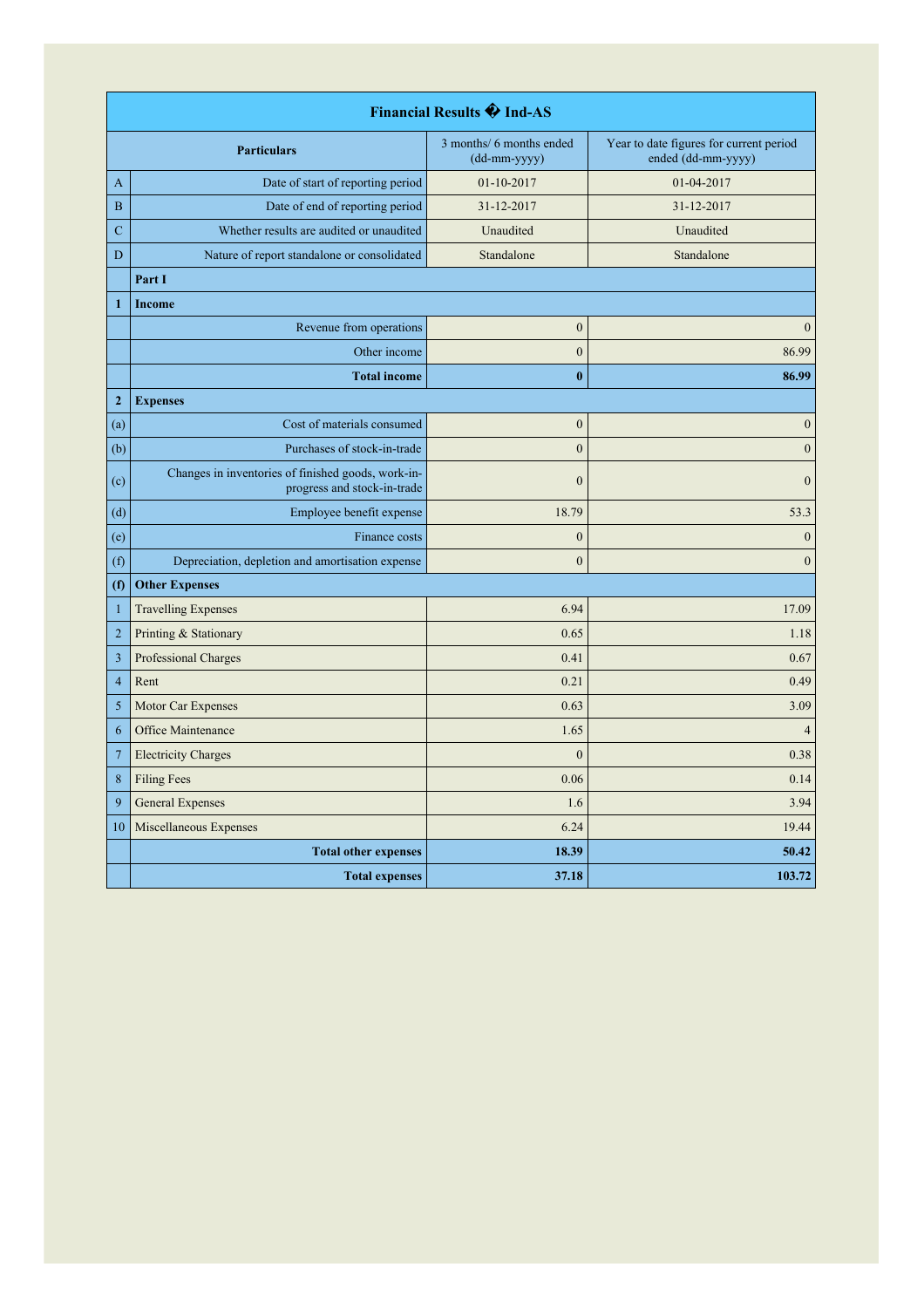| Financial Results � Ind-AS | | | |
|---|---|---|---|
| | **Particulars** | 3 months/ 6 months ended (dd-mm-yyyy) | Year to date figures for current period ended (dd-mm-yyyy) |
| A | Date of start of reporting period | 01-10-2017 | 01-04-2017 |
| B | Date of end of reporting period | 31-12-2017 | 31-12-2017 |
| C | Whether results are audited or unaudited | Unaudited | Unaudited |
| D | Nature of report standalone or consolidated | Standalone | Standalone |
| | **Part I** | | |
| **1** | **Income** | | |
| | Revenue from operations | 0 | 0 |
| | Other income | 0 | 86.99 |
| | **Total income** | **0** | **86.99** |
| **2** | **Expenses** | | |
| (a) | Cost of materials consumed | 0 | 0 |
| (b) | Purchases of stock-in-trade | 0 | 0 |
| (c) | Changes in inventories of finished goods, work-in-progress and stock-in-trade | 0 | 0 |
| (d) | Employee benefit expense | 18.79 | 53.3 |
| (e) | Finance costs | 0 | 0 |
| (f) | Depreciation, depletion and amortisation expense | 0 | 0 |
| **(f)** | **Other Expenses** | | |
| 1 | Travelling Expenses | 6.94 | 17.09 |
| 2 | Printing & Stationary | 0.65 | 1.18 |
| 3 | Professional Charges | 0.41 | 0.67 |
| 4 | Rent | 0.21 | 0.49 |
| 5 | Motor Car Expenses | 0.63 | 3.09 |
| 6 | Office Maintenance | 1.65 | 4 |
| 7 | Electricity Charges | 0 | 0.38 |
| 8 | Filing Fees | 0.06 | 0.14 |
| 9 | General Expenses | 1.6 | 3.94 |
| 10 | Miscellaneous Expenses | 6.24 | 19.44 |
| | **Total other expenses** | **18.39** | **50.42** |
| | **Total expenses** | **37.18** | **103.72** |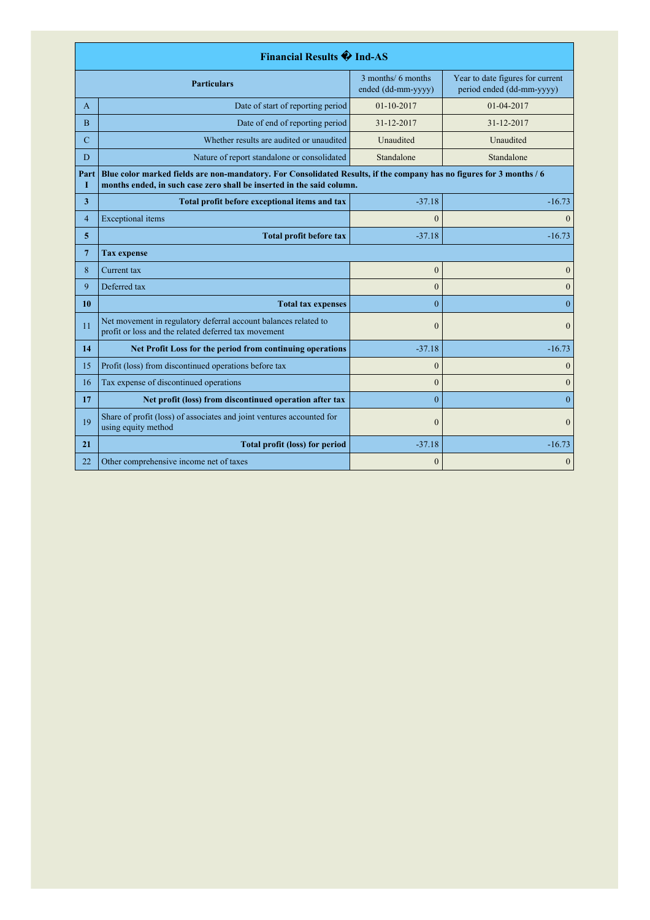| Financial Results � Ind-AS | | | |
|---|---|---|---|
| | **Particulars** | 3 months/ 6 months ended (dd-mm-yyyy) | Year to date figures for current period ended (dd-mm-yyyy) |
| A | Date of start of reporting period | 01-10-2017 | 01-04-2017 |
| B | Date of end of reporting period | 31-12-2017 | 31-12-2017 |
| C | Whether results are audited or unaudited | Unaudited | Unaudited |
| D | Nature of report standalone or consolidated | Standalone | Standalone |
| **Part I** | **Blue color marked fields are non-mandatory. For Consolidated Results, if the company has no figures for 3 months / 6 months ended, in such case zero shall be inserted in the said column.** | | |
| **3** | **Total profit before exceptional items and tax** | -37.18 | -16.73 |
| 4 | Exceptional items | 0 | 0 |
| **5** | **Total profit before tax** | -37.18 | -16.73 |
| **7** | **Tax expense** | | |
| 8 | Current tax | 0 | 0 |
| 9 | Deferred tax | 0 | 0 |
| **10** | **Total tax expenses** | 0 | 0 |
| 11 | Net movement in regulatory deferral account balances related to profit or loss and the related deferred tax movement | 0 | 0 |
| **14** | **Net Profit Loss for the period from continuing operations** | -37.18 | -16.73 |
| 15 | Profit (loss) from discontinued operations before tax | 0 | 0 |
| 16 | Tax expense of discontinued operations | 0 | 0 |
| **17** | **Net profit (loss) from discontinued operation after tax** | 0 | 0 |
| 19 | Share of profit (loss) of associates and joint ventures accounted for using equity method | 0 | 0 |
| **21** | **Total profit (loss) for period** | -37.18 | -16.73 |
| 22 | Other comprehensive income net of taxes | 0 | 0 |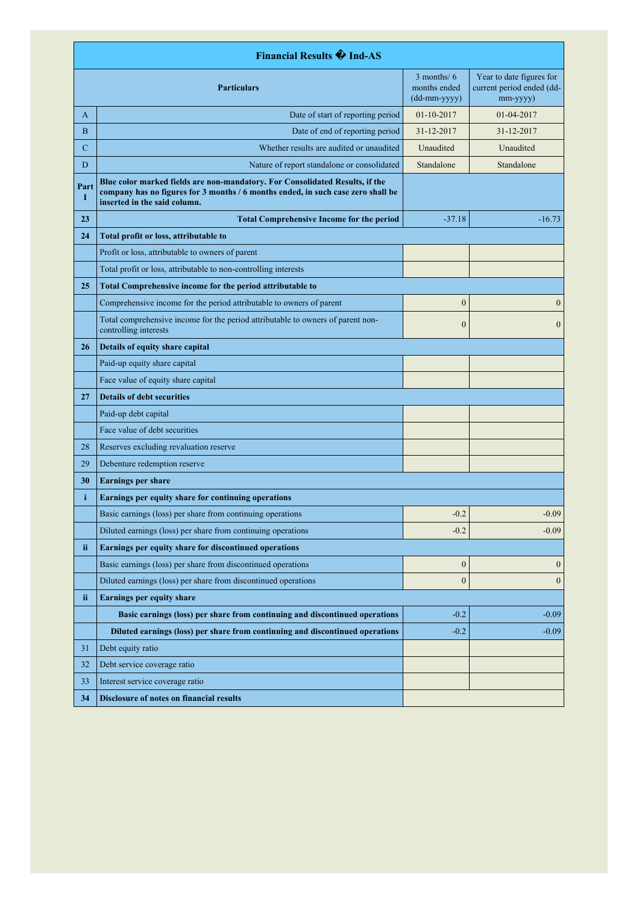| | Financial Results � Ind-AS | | |
|---|---|---|---|
| | **Particulars** | 3 months/ 6 months ended (dd-mm-yyyy) | Year to date figures for current period ended (dd-mm-yyyy) |
| A | Date of start of reporting period | 01-10-2017 | 01-04-2017 |
| B | Date of end of reporting period | 31-12-2017 | 31-12-2017 |
| C | Whether results are audited or unaudited | Unaudited | Unaudited |
| D | Nature of report standalone or consolidated | Standalone | Standalone |
| **Part I** | **Blue color marked fields are non-mandatory. For Consolidated Results, if the company has no figures for 3 months / 6 months ended, in such case zero shall be inserted in the said column.** | | |
| **23** | **Total Comprehensive Income for the period** | -37.18 | -16.73 |
| **24** | **Total profit or loss, attributable to** | | |
| | Profit or loss, attributable to owners of parent | | |
| | Total profit or loss, attributable to non-controlling interests | | |
| **25** | **Total Comprehensive income for the period attributable to** | | |
| | Comprehensive income for the period attributable to owners of parent | 0 | 0 |
| | Total comprehensive income for the period attributable to owners of parent non-controlling interests | 0 | 0 |
| **26** | **Details of equity share capital** | | |
| | Paid-up equity share capital | | |
| | Face value of equity share capital | | |
| **27** | **Details of debt securities** | | |
| | Paid-up debt capital | | |
| | Face value of debt securities | | |
| 28 | Reserves excluding revaluation reserve | | |
| 29 | Debenture redemption reserve | | |
| **30** | **Earnings per share** | | |
| **i** | **Earnings per equity share for continuing operations** | | |
| | Basic earnings (loss) per share from continuing operations | -0.2 | -0.09 |
| | Diluted earnings (loss) per share from continuing operations | -0.2 | -0.09 |
| **ii** | **Earnings per equity share for discontinued operations** | | |
| | Basic earnings (loss) per share from discontinued operations | 0 | 0 |
| | Diluted earnings (loss) per share from discontinued operations | 0 | 0 |
| **ii** | **Earnings per equity share** | | |
| | **Basic earnings (loss) per share from continuing and discontinued operations** | -0.2 | -0.09 |
| | **Diluted earnings (loss) per share from continuing and discontinued operations** | -0.2 | -0.09 |
| 31 | Debt equity ratio | | |
| 32 | Debt service coverage ratio | | |
| 33 | Interest service coverage ratio | | |
| **34** | **Disclosure of notes on financial results** | | |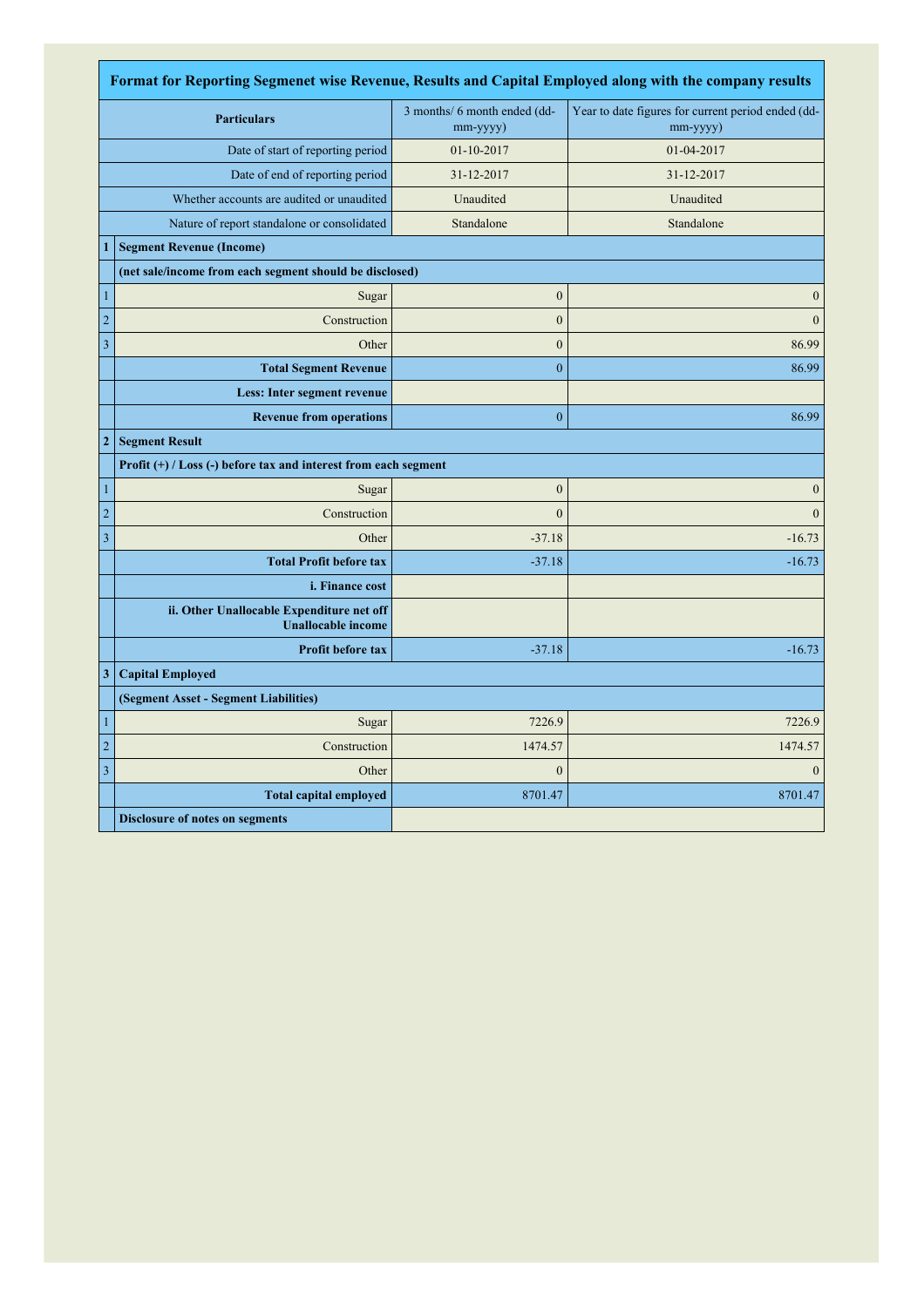| Format for Reporting Segmenet wise Revenue, Results and Capital Employed along with the company results | | | |
|---|---|---|---|
| | Particulars | 3 months/ 6 month ended (dd-mm-yyyy) | Year to date figures for current period ended (dd-mm-yyyy) |
| | Date of start of reporting period | 01-10-2017 | 01-04-2017 |
| | Date of end of reporting period | 31-12-2017 | 31-12-2017 |
| | Whether accounts are audited or unaudited | Unaudited | Unaudited |
| | Nature of report standalone or consolidated | Standalone | Standalone |
| **1** | **Segment Revenue (Income)** | | |
| | **(net sale/income from each segment should be disclosed)** | | |
| 1 | Sugar | 0 | 0 |
| 2 | Construction | 0 | 0 |
| 3 | Other | 0 | 86.99 |
| | **Total Segment Revenue** | 0 | 86.99 |
| | **Less: Inter segment revenue** | | |
| | **Revenue from operations** | 0 | 86.99 |
| **2** | **Segment Result** | | |
| | **Profit (+) / Loss (-) before tax and interest from each segment** | | |
| 1 | Sugar | 0 | 0 |
| 2 | Construction | 0 | 0 |
| 3 | Other | -37.18 | -16.73 |
| | **Total Profit before tax** | -37.18 | -16.73 |
| | **i. Finance cost** | | |
| | **ii. Other Unallocable Expenditure net off Unallocable income** | | |
| | **Profit before tax** | -37.18 | -16.73 |
| **3** | **Capital Employed** | | |
| | **(Segment Asset - Segment Liabilities)** | | |
| 1 | Sugar | 7226.9 | 7226.9 |
| 2 | Construction | 1474.57 | 1474.57 |
| 3 | Other | 0 | 0 |
| | **Total capital employed** | 8701.47 | 8701.47 |
| | **Disclosure of notes on segments** | | |